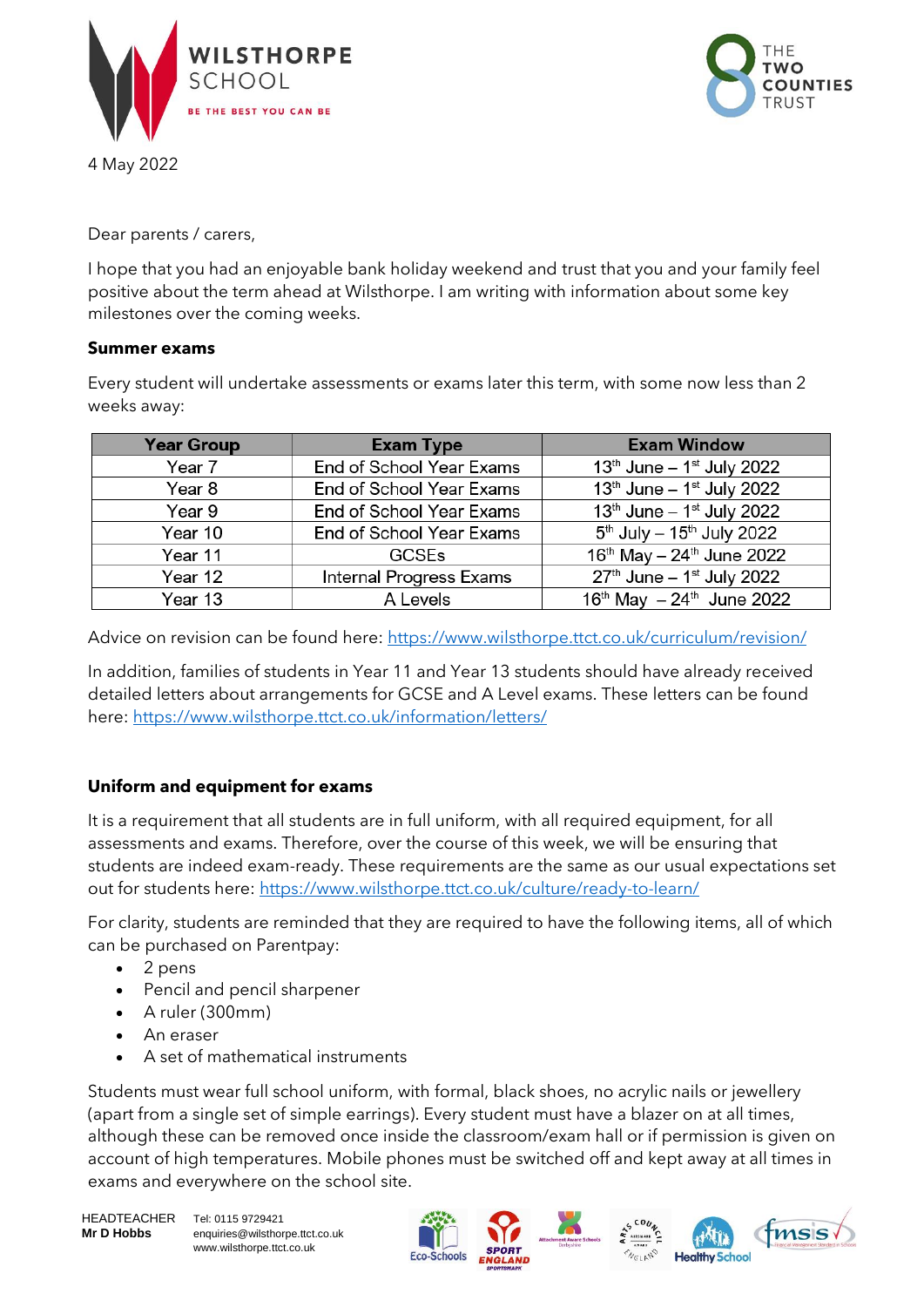4 May 2022

Dear parents / carers,

I hope that you had an enjoyable bank holiday weekend and trust that you and your family feel positive about the term ahead at Wilsthorpe. I am writing with information about some key milestones over the coming weeks.

**Summer exams**

Every student will undertake assessments or exams later this term, with some now less than 2 weeks away:

| Year Group | Exam Type | Exam Window |
|---|---|---|
| Year 7 | End of School Year Exams | 13th June – 1st July 2022 |
| Year 8 | End of School Year Exams | 13th June – 1st July 2022 |
| Year 9 | End of School Year Exams | 13th June – 1st July 2022 |
| Year 10 | End of School Year Exams | 5th July – 15th July 2022 |
| Year 11 | GCSEs | 16th May – 24th June 2022 |
| Year 12 | Internal Progress Exams | 27th June – 1st July 2022 |
| Year 13 | A Levels | 16th May – 24th June 2022 |

Advice on revision can be found here: https://www.wilsthorpe.ttct.co.uk/curriculum/revision/

In addition, families of students in Year 11 and Year 13 students should have already received detailed letters about arrangements for GCSE and A Level exams. These letters can be found here: https://www.wilsthorpe.ttct.co.uk/information/letters/

**Uniform and equipment for exams**

It is a requirement that all students are in full uniform, with all required equipment, for all assessments and exams. Therefore, over the course of this week, we will be ensuring that students are indeed exam-ready. These requirements are the same as our usual expectations set out for students here: https://www.wilsthorpe.ttct.co.uk/culture/ready-to-learn/

For clarity, students are reminded that they are required to have the following items, all of which can be purchased on Parentpay:

- 2 pens
- Pencil and pencil sharpener
- A ruler (300mm)
- An eraser
- A set of mathematical instruments

Students must wear full school uniform, with formal, black shoes, no acrylic nails or jewellery (apart from a single set of simple earrings). Every student must have a blazer on at all times, although these can be removed once inside the classroom/exam hall or if permission is given on account of high temperatures. Mobile phones must be switched off and kept away at all times in exams and everywhere on the school site.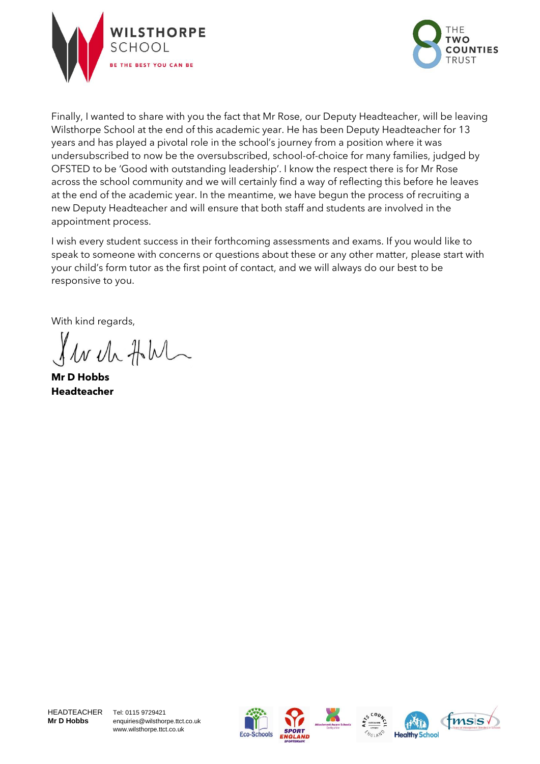Finally, I wanted to share with you the fact that Mr Rose, our Deputy Headteacher, will be leaving Wilsthorpe School at the end of this academic year. He has been Deputy Headteacher for 13 years and has played a pivotal role in the school's journey from a position where it was undersubscribed to now be the oversubscribed, school-of-choice for many families, judged by OFSTED to be 'Good with outstanding leadership'. I know the respect there is for Mr Rose across the school community and we will certainly find a way of reflecting this before he leaves at the end of the academic year. In the meantime, we have begun the process of recruiting a new Deputy Headteacher and will ensure that both staff and students are involved in the appointment process.

I wish every student success in their forthcoming assessments and exams. If you would like to speak to someone with concerns or questions about these or any other matter, please start with your child's form tutor as the first point of contact, and we will always do our best to be responsive to you.

With kind regards,

**Mr D Hobbs**
**Headteacher**